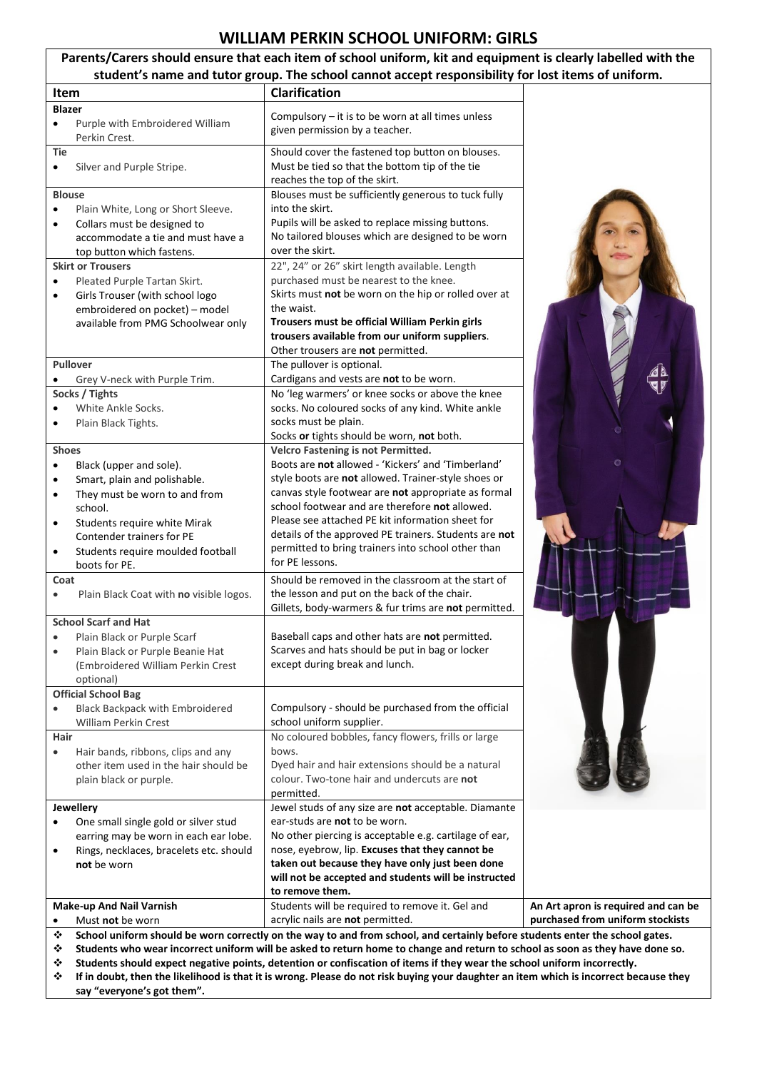# WILLIAM PERKIN SCHOOL UNIFORM: GIRLS

**Parents/Carers should ensure that each item of school uniform, kit and equipment is clearly labelled with the student's name and tutor group. The school cannot accept responsibility for lost items of uniform.**

| Item | Clarification |
|---|---|
| **Blazer**<br>• Purple with Embroidered William Perkin Crest. | Compulsory – it is to be worn at all times unless given permission by a teacher. |
| **Tie**<br>• Silver and Purple Stripe. | Should cover the fastened top button on blouses. Must be tied so that the bottom tip of the tie reaches the top of the skirt. |
| **Blouse**<br>• Plain White, Long or Short Sleeve.<br>• Collars must be designed to accommodate a tie and must have a top button which fastens. | Blouses must be sufficiently generous to tuck fully into the skirt.<br>Pupils will be asked to replace missing buttons.<br>No tailored blouses which are designed to be worn over the skirt. |
| **Skirt or Trousers**<br>• Pleated Purple Tartan Skirt.<br>• Girls Trouser (with school logo embroidered on pocket) – model available from PMG Schoolwear only | 22", 24" or 26" skirt length available. Length purchased must be nearest to the knee.<br>Skirts must **not** be worn on the hip or rolled over at the waist.<br>**Trousers must be official William Perkin girls trousers available from our uniform suppliers**.<br>Other trousers are **not** permitted. |
| **Pullover**<br>• Grey V-neck with Purple Trim. | The pullover is optional.<br>Cardigans and vests are **not** to be worn. |
| **Socks / Tights**<br>• White Ankle Socks.<br>• Plain Black Tights. | No 'leg warmers' or knee socks or above the knee socks. No coloured socks of any kind. White ankle socks must be plain.<br>Socks **or** tights should be worn, **not** both. |
| **Shoes**<br>• Black (upper and sole).<br>• Smart, plain and polishable.<br>• They must be worn to and from school.<br>• Students require white Mirak Contender trainers for PE<br>• Students require moulded football boots for PE. | **Velcro Fastening is not Permitted.**<br>Boots are **not** allowed - 'Kickers' and 'Timberland' style boots are **not** allowed. Trainer-style shoes or canvas style footwear are **not** appropriate as formal school footwear and are therefore **not** allowed.<br>Please see attached PE kit information sheet for details of the approved PE trainers. Students are **not** permitted to bring trainers into school other than for PE lessons. |
| **Coat**<br>• Plain Black Coat with **no** visible logos. | Should be removed in the classroom at the start of the lesson and put on the back of the chair.<br>Gillets, body-warmers & fur trims are **not** permitted. |
| **School Scarf and Hat**<br>• Plain Black or Purple Scarf<br>• Plain Black or Purple Beanie Hat (Embroidered William Perkin Crest optional) | Baseball caps and other hats are **not** permitted.<br>Scarves and hats should be put in bag or locker except during break and lunch. |
| **Official School Bag**<br>• Black Backpack with Embroidered William Perkin Crest | Compulsory - should be purchased from the official school uniform supplier. |
| **Hair**<br>• Hair bands, ribbons, clips and any other item used in the hair should be plain black or purple. | No coloured bobbles, fancy flowers, frills or large bows.<br>Dyed hair and hair extensions should be a natural colour. Two-tone hair and undercuts are **not** permitted. |
| **Jewellery**<br>• One small single gold or silver stud earring may be worn in each ear lobe.<br>• Rings, necklaces, bracelets etc. should **not** be worn | Jewel studs of any size are **not** acceptable. Diamante ear-studs are **not** to be worn.<br>No other piercing is acceptable e.g. cartilage of ear, nose, eyebrow, lip. **Excuses that they cannot be taken out because they have only just been done will not be accepted and students will be instructed to remove them.** |
| **Make-up And Nail Varnish**<br>• Must **not** be worn | Students will be required to remove it. Gel and acrylic nails are **not** permitted. |

**An Art apron is required and can be purchased from uniform stockists**

- **School uniform should be worn correctly on the way to and from school, and certainly before students enter the school gates.**
- **Students who wear incorrect uniform will be asked to return home to change and return to school as soon as they have done so.**
- **Students should expect negative points, detention or confiscation of items if they wear the school uniform incorrectly.**
- **If in doubt, then the likelihood is that it is wrong. Please do not risk buying your daughter an item which is incorrect because they say "everyone's got them".**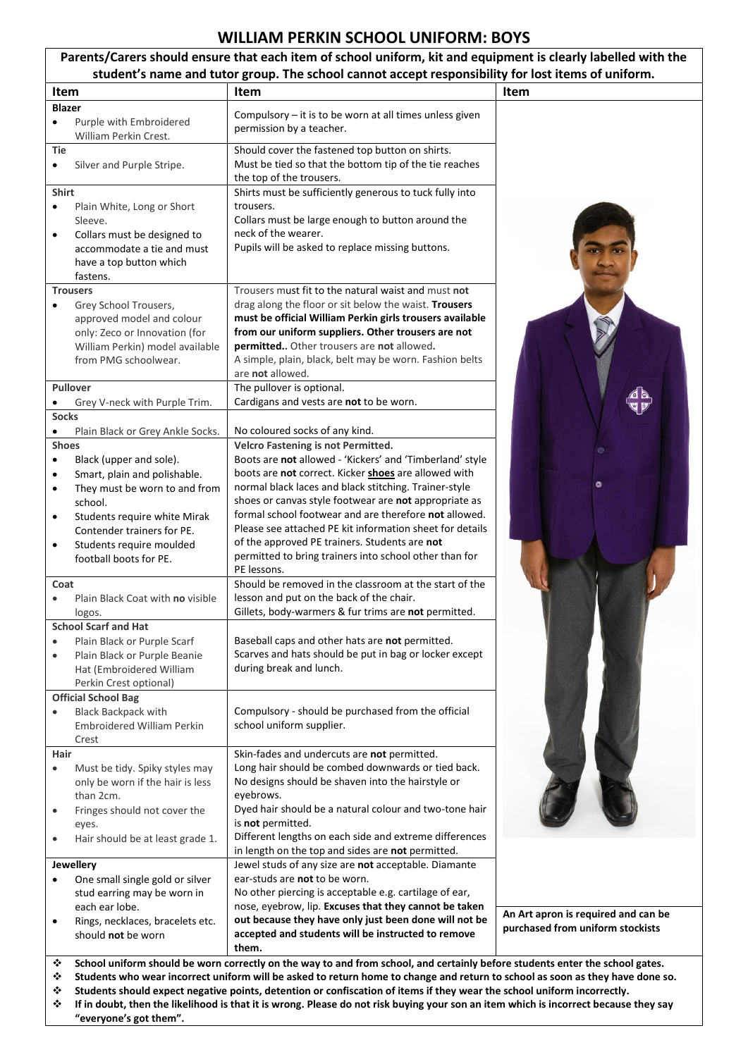# WILLIAM PERKIN SCHOOL UNIFORM: BOYS

**Parents/Carers should ensure that each item of school uniform, kit and equipment is clearly labelled with the student's name and tutor group. The school cannot accept responsibility for lost items of uniform.**

| Item | Item | Item |
|---|---|---|
| **Blazer**<br>• Purple with Embroidered William Perkin Crest. | Compulsory – it is to be worn at all times unless given permission by a teacher. | |
| **Tie**<br>• Silver and Purple Stripe. | Should cover the fastened top button on shirts. Must be tied so that the bottom tip of the tie reaches the top of the trousers. | |
| **Shirt**<br>• Plain White, Long or Short Sleeve.<br>• Collars must be designed to accommodate a tie and must have a top button which fastens. | Shirts must be sufficiently generous to tuck fully into trousers. Collars must be large enough to button around the neck of the wearer. Pupils will be asked to replace missing buttons. | |
| **Trousers**<br>• Grey School Trousers, approved model and colour only: Zeco or Innovation (for William Perkin) model available from PMG schoolwear. | Trousers must fit to the natural waist and must **not** drag along the floor or sit below the waist. **Trousers must be official William Perkin girls trousers available from our uniform suppliers. Other trousers are not permitted..** Other trousers are **not** allowed**.** A simple, plain, black, belt may be worn. Fashion belts are **not** allowed. | |
| **Pullover**<br>• Grey V-neck with Purple Trim. | The pullover is optional. Cardigans and vests are **not** to be worn. | |
| **Socks**<br>• Plain Black or Grey Ankle Socks. | No coloured socks of any kind. | |
| **Shoes**<br>• Black (upper and sole).<br>• Smart, plain and polishable.<br>• They must be worn to and from school.<br>• Students require white Mirak Contender trainers for PE.<br>• Students require moulded football boots for PE. | **Velcro Fastening is not Permitted.** Boots are **not** allowed - 'Kickers' and 'Timberland' style boots are **not** correct. Kicker **shoes** are allowed with normal black laces and black stitching. Trainer-style shoes or canvas style footwear are **not** appropriate as formal school footwear and are therefore **not** allowed. Please see attached PE kit information sheet for details of the approved PE trainers. Students are **not** permitted to bring trainers into school other than for PE lessons. | |
| **Coat**<br>• Plain Black Coat with **no** visible logos. | Should be removed in the classroom at the start of the lesson and put on the back of the chair. Gillets, body-warmers & fur trims are **not** permitted. | |
| **School Scarf and Hat**<br>• Plain Black or Purple Scarf<br>• Plain Black or Purple Beanie Hat (Embroidered William Perkin Crest optional) | Baseball caps and other hats are **not** permitted. Scarves and hats should be put in bag or locker except during break and lunch. | |
| **Official School Bag**<br>• Black Backpack with Embroidered William Perkin Crest | Compulsory - should be purchased from the official school uniform supplier. | |
| **Hair**<br>• Must be tidy. Spiky styles may only be worn if the hair is less than 2cm.<br>• Fringes should not cover the eyes.<br>• Hair should be at least grade 1. | Skin-fades and undercuts are **not** permitted. Long hair should be combed downwards or tied back. No designs should be shaven into the hairstyle or eyebrows. Dyed hair should be a natural colour and two-tone hair is **not** permitted. Different lengths on each side and extreme differences in length on the top and sides are **not** permitted. | |
| **Jewellery**<br>• One small single gold or silver stud earring may be worn in each ear lobe.<br>• Rings, necklaces, bracelets etc. should **not** be worn | Jewel studs of any size are **not** acceptable. Diamante ear-studs are **not** to be worn. No other piercing is acceptable e.g. cartilage of ear, nose, eyebrow, lip. **Excuses that they cannot be taken out because they have only just been done will not be accepted and students will be instructed to remove them.** | **An Art apron is required and can be purchased from uniform stockists** |

- **School uniform should be worn correctly on the way to and from school, and certainly before students enter the school gates.**
- **Students who wear incorrect uniform will be asked to return home to change and return to school as soon as they have done so.**
- **Students should expect negative points, detention or confiscation of items if they wear the school uniform incorrectly.**
- **If in doubt, then the likelihood is that it is wrong. Please do not risk buying your son an item which is incorrect because they say "everyone's got them".**